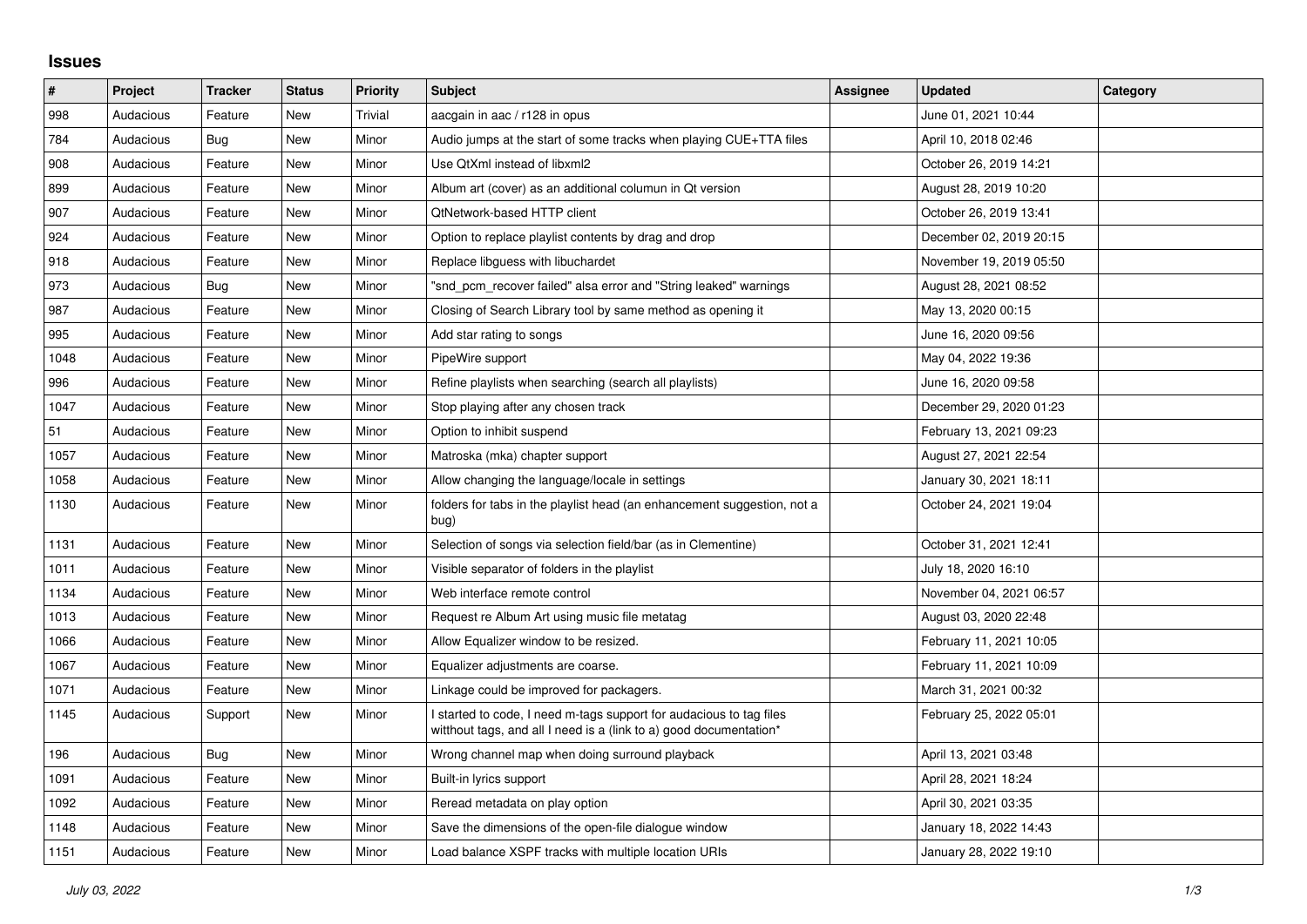## Issues

| # | Project | Tracker | Status | Priority | Subject | Assignee | Updated | Category |
|---|---|---|---|---|---|---|---|---|
| 998 | Audacious | Feature | New | Trivial | aacgain in aac / r128 in opus | | June 01, 2021 10:44 | |
| 784 | Audacious | Bug | New | Minor | Audio jumps at the start of some tracks when playing CUE+TTA files | | April 10, 2018 02:46 | |
| 908 | Audacious | Feature | New | Minor | Use QtXml instead of libxml2 | | October 26, 2019 14:21 | |
| 899 | Audacious | Feature | New | Minor | Album art (cover) as an additional columun in Qt version | | August 28, 2019 10:20 | |
| 907 | Audacious | Feature | New | Minor | QtNetwork-based HTTP client | | October 26, 2019 13:41 | |
| 924 | Audacious | Feature | New | Minor | Option to replace playlist contents by drag and drop | | December 02, 2019 20:15 | |
| 918 | Audacious | Feature | New | Minor | Replace libguess with libuchardet | | November 19, 2019 05:50 | |
| 973 | Audacious | Bug | New | Minor | "snd_pcm_recover failed" alsa error and "String leaked" warnings | | August 28, 2021 08:52 | |
| 987 | Audacious | Feature | New | Minor | Closing of Search Library tool by same method as opening it | | May 13, 2020 00:15 | |
| 995 | Audacious | Feature | New | Minor | Add star rating to songs | | June 16, 2020 09:56 | |
| 1048 | Audacious | Feature | New | Minor | PipeWire support | | May 04, 2022 19:36 | |
| 996 | Audacious | Feature | New | Minor | Refine playlists when searching (search all playlists) | | June 16, 2020 09:58 | |
| 1047 | Audacious | Feature | New | Minor | Stop playing after any chosen track | | December 29, 2020 01:23 | |
| 51 | Audacious | Feature | New | Minor | Option to inhibit suspend | | February 13, 2021 09:23 | |
| 1057 | Audacious | Feature | New | Minor | Matroska (mka) chapter support | | August 27, 2021 22:54 | |
| 1058 | Audacious | Feature | New | Minor | Allow changing the language/locale in settings | | January 30, 2021 18:11 | |
| 1130 | Audacious | Feature | New | Minor | folders for tabs in the playlist head (an enhancement suggestion, not a bug) | | October 24, 2021 19:04 | |
| 1131 | Audacious | Feature | New | Minor | Selection of songs via selection field/bar (as in Clementine) | | October 31, 2021 12:41 | |
| 1011 | Audacious | Feature | New | Minor | Visible separator of folders in the playlist | | July 18, 2020 16:10 | |
| 1134 | Audacious | Feature | New | Minor | Web interface remote control | | November 04, 2021 06:57 | |
| 1013 | Audacious | Feature | New | Minor | Request re Album Art using music file metatag | | August 03, 2020 22:48 | |
| 1066 | Audacious | Feature | New | Minor | Allow Equalizer window to be resized. | | February 11, 2021 10:05 | |
| 1067 | Audacious | Feature | New | Minor | Equalizer adjustments are coarse. | | February 11, 2021 10:09 | |
| 1071 | Audacious | Feature | New | Minor | Linkage could be improved for packagers. | | March 31, 2021 00:32 | |
| 1145 | Audacious | Support | New | Minor | I started to code, I need m-tags support for audacious to tag files witthout tags, and all I need is a (link to a) good documentation* | | February 25, 2022 05:01 | |
| 196 | Audacious | Bug | New | Minor | Wrong channel map when doing surround playback | | April 13, 2021 03:48 | |
| 1091 | Audacious | Feature | New | Minor | Built-in lyrics support | | April 28, 2021 18:24 | |
| 1092 | Audacious | Feature | New | Minor | Reread metadata on play option | | April 30, 2021 03:35 | |
| 1148 | Audacious | Feature | New | Minor | Save the dimensions of the open-file dialogue window | | January 18, 2022 14:43 | |
| 1151 | Audacious | Feature | New | Minor | Load balance XSPF tracks with multiple location URIs | | January 28, 2022 19:10 | |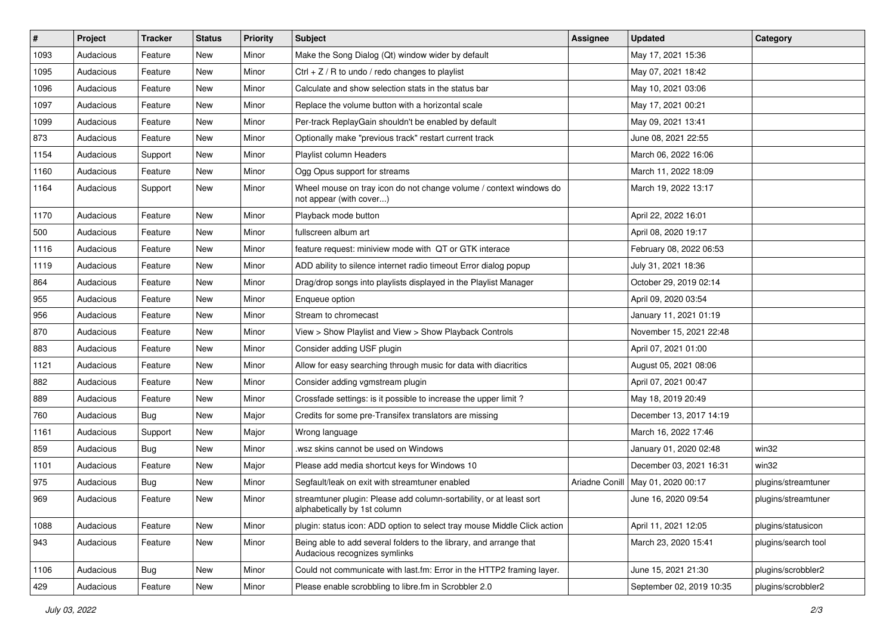| # | Project | Tracker | Status | Priority | Subject | Assignee | Updated | Category |
|---|---|---|---|---|---|---|---|---|
| 1093 | Audacious | Feature | New | Minor | Make the Song Dialog (Qt) window wider by default | | May 17, 2021 15:36 | |
| 1095 | Audacious | Feature | New | Minor | Ctrl + Z / R to undo / redo changes to playlist | | May 07, 2021 18:42 | |
| 1096 | Audacious | Feature | New | Minor | Calculate and show selection stats in the status bar | | May 10, 2021 03:06 | |
| 1097 | Audacious | Feature | New | Minor | Replace the volume button with a horizontal scale | | May 17, 2021 00:21 | |
| 1099 | Audacious | Feature | New | Minor | Per-track ReplayGain shouldn't be enabled by default | | May 09, 2021 13:41 | |
| 873 | Audacious | Feature | New | Minor | Optionally make "previous track" restart current track | | June 08, 2021 22:55 | |
| 1154 | Audacious | Support | New | Minor | Playlist column Headers | | March 06, 2022 16:06 | |
| 1160 | Audacious | Feature | New | Minor | Ogg Opus support for streams | | March 11, 2022 18:09 | |
| 1164 | Audacious | Support | New | Minor | Wheel mouse on tray icon do not change volume / context windows do not appear (with cover...) | | March 19, 2022 13:17 | |
| 1170 | Audacious | Feature | New | Minor | Playback mode button | | April 22, 2022 16:01 | |
| 500 | Audacious | Feature | New | Minor | fullscreen album art | | April 08, 2020 19:17 | |
| 1116 | Audacious | Feature | New | Minor | feature request: miniview mode with QT or GTK interace | | February 08, 2022 06:53 | |
| 1119 | Audacious | Feature | New | Minor | ADD ability to silence internet radio timeout Error dialog popup | | July 31, 2021 18:36 | |
| 864 | Audacious | Feature | New | Minor | Drag/drop songs into playlists displayed in the Playlist Manager | | October 29, 2019 02:14 | |
| 955 | Audacious | Feature | New | Minor | Enqueue option | | April 09, 2020 03:54 | |
| 956 | Audacious | Feature | New | Minor | Stream to chromecast | | January 11, 2021 01:19 | |
| 870 | Audacious | Feature | New | Minor | View > Show Playlist and View > Show Playback Controls | | November 15, 2021 22:48 | |
| 883 | Audacious | Feature | New | Minor | Consider adding USF plugin | | April 07, 2021 01:00 | |
| 1121 | Audacious | Feature | New | Minor | Allow for easy searching through music for data with diacritics | | August 05, 2021 08:06 | |
| 882 | Audacious | Feature | New | Minor | Consider adding vgmstream plugin | | April 07, 2021 00:47 | |
| 889 | Audacious | Feature | New | Minor | Crossfade settings: is it possible to increase the upper limit ? | | May 18, 2019 20:49 | |
| 760 | Audacious | Bug | New | Major | Credits for some pre-Transifex translators are missing | | December 13, 2017 14:19 | |
| 1161 | Audacious | Support | New | Major | Wrong language | | March 16, 2022 17:46 | |
| 859 | Audacious | Bug | New | Minor | .wsz skins cannot be used on Windows | | January 01, 2020 02:48 | win32 |
| 1101 | Audacious | Feature | New | Major | Please add media shortcut keys for Windows 10 | | December 03, 2021 16:31 | win32 |
| 975 | Audacious | Bug | New | Minor | Segfault/leak on exit with streamtuner enabled | Ariadne Conill | May 01, 2020 00:17 | plugins/streamtuner |
| 969 | Audacious | Feature | New | Minor | streamtuner plugin: Please add column-sortability, or at least sort alphabetically by 1st column | | June 16, 2020 09:54 | plugins/streamtuner |
| 1088 | Audacious | Feature | New | Minor | plugin: status icon: ADD option to select tray mouse Middle Click action | | April 11, 2021 12:05 | plugins/statusicon |
| 943 | Audacious | Feature | New | Minor | Being able to add several folders to the library, and arrange that Audacious recognizes symlinks | | March 23, 2020 15:41 | plugins/search tool |
| 1106 | Audacious | Bug | New | Minor | Could not communicate with last.fm: Error in the HTTP2 framing layer. | | June 15, 2021 21:30 | plugins/scrobbler2 |
| 429 | Audacious | Feature | New | Minor | Please enable scrobbling to libre.fm in Scrobbler 2.0 | | September 02, 2019 10:35 | plugins/scrobbler2 |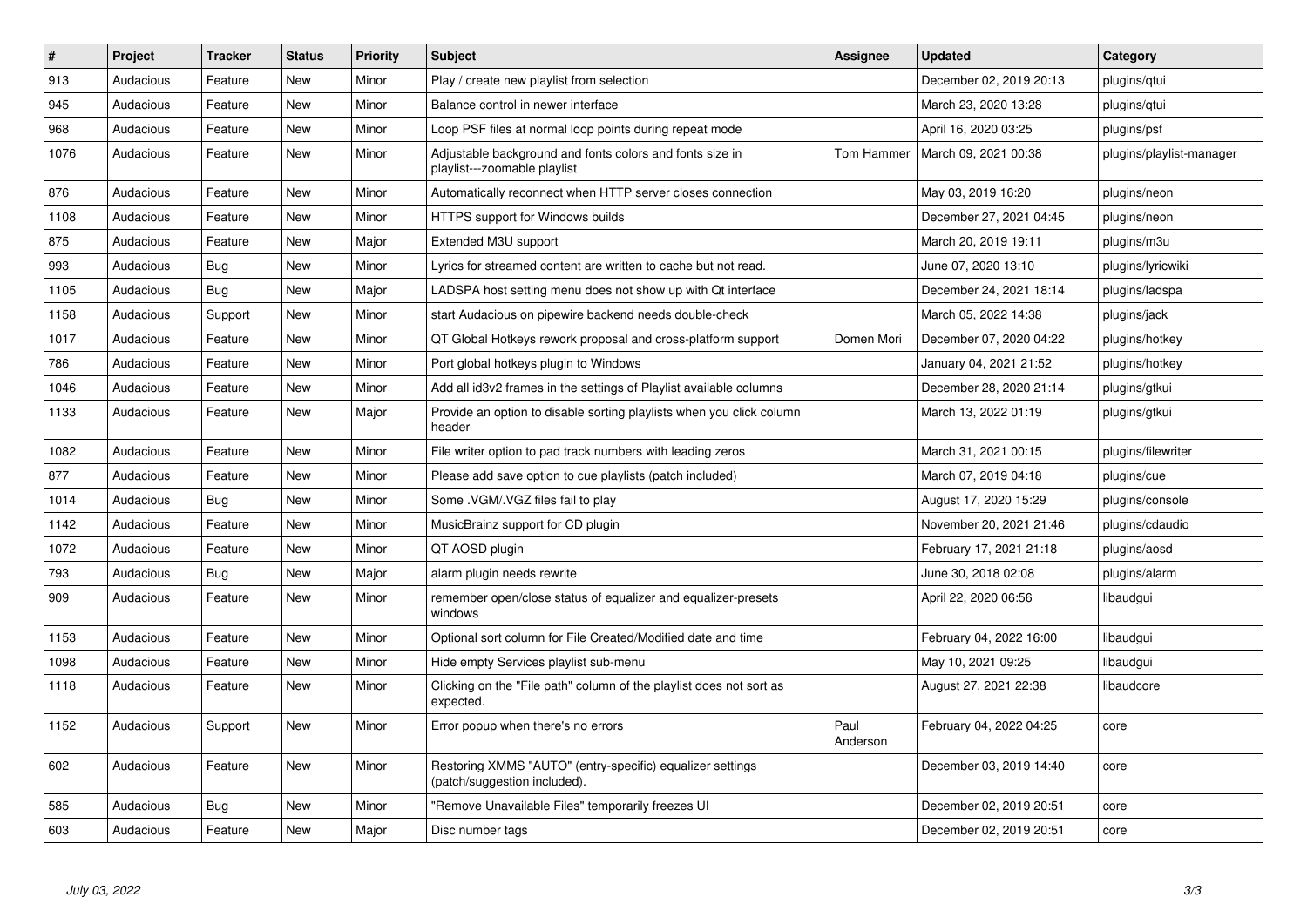| # | Project | Tracker | Status | Priority | Subject | Assignee | Updated | Category |
|---|---|---|---|---|---|---|---|---|
| 913 | Audacious | Feature | New | Minor | Play / create new playlist from selection | | December 02, 2019 20:13 | plugins/qtui |
| 945 | Audacious | Feature | New | Minor | Balance control in newer interface | | March 23, 2020 13:28 | plugins/qtui |
| 968 | Audacious | Feature | New | Minor | Loop PSF files at normal loop points during repeat mode | | April 16, 2020 03:25 | plugins/psf |
| 1076 | Audacious | Feature | New | Minor | Adjustable background and fonts colors and fonts size in playlist---zoomable playlist | Tom Hammer | March 09, 2021 00:38 | plugins/playlist-manager |
| 876 | Audacious | Feature | New | Minor | Automatically reconnect when HTTP server closes connection | | May 03, 2019 16:20 | plugins/neon |
| 1108 | Audacious | Feature | New | Minor | HTTPS support for Windows builds | | December 27, 2021 04:45 | plugins/neon |
| 875 | Audacious | Feature | New | Major | Extended M3U support | | March 20, 2019 19:11 | plugins/m3u |
| 993 | Audacious | Bug | New | Minor | Lyrics for streamed content are written to cache but not read. | | June 07, 2020 13:10 | plugins/lyricwiki |
| 1105 | Audacious | Bug | New | Major | LADSPA host setting menu does not show up with Qt interface | | December 24, 2021 18:14 | plugins/ladspa |
| 1158 | Audacious | Support | New | Minor | start Audacious on pipewire backend needs double-check | | March 05, 2022 14:38 | plugins/jack |
| 1017 | Audacious | Feature | New | Minor | QT Global Hotkeys rework proposal and cross-platform support | Domen Mori | December 07, 2020 04:22 | plugins/hotkey |
| 786 | Audacious | Feature | New | Minor | Port global hotkeys plugin to Windows | | January 04, 2021 21:52 | plugins/hotkey |
| 1046 | Audacious | Feature | New | Minor | Add all id3v2 frames in the settings of Playlist available columns | | December 28, 2020 21:14 | plugins/gtkui |
| 1133 | Audacious | Feature | New | Major | Provide an option to disable sorting playlists when you click column header | | March 13, 2022 01:19 | plugins/gtkui |
| 1082 | Audacious | Feature | New | Minor | File writer option to pad track numbers with leading zeros | | March 31, 2021 00:15 | plugins/filewriter |
| 877 | Audacious | Feature | New | Minor | Please add save option to cue playlists (patch included) | | March 07, 2019 04:18 | plugins/cue |
| 1014 | Audacious | Bug | New | Minor | Some .VGM/.VGZ files fail to play | | August 17, 2020 15:29 | plugins/console |
| 1142 | Audacious | Feature | New | Minor | MusicBrainz support for CD plugin | | November 20, 2021 21:46 | plugins/cdaudio |
| 1072 | Audacious | Feature | New | Minor | QT AOSD plugin | | February 17, 2021 21:18 | plugins/aosd |
| 793 | Audacious | Bug | New | Major | alarm plugin needs rewrite | | June 30, 2018 02:08 | plugins/alarm |
| 909 | Audacious | Feature | New | Minor | remember open/close status of equalizer and equalizer-presets windows | | April 22, 2020 06:56 | libaudgui |
| 1153 | Audacious | Feature | New | Minor | Optional sort column for File Created/Modified date and time | | February 04, 2022 16:00 | libaudgui |
| 1098 | Audacious | Feature | New | Minor | Hide empty Services playlist sub-menu | | May 10, 2021 09:25 | libaudgui |
| 1118 | Audacious | Feature | New | Minor | Clicking on the "File path" column of the playlist does not sort as expected. | | August 27, 2021 22:38 | libaudcore |
| 1152 | Audacious | Support | New | Minor | Error popup when there's no errors | Paul Anderson | February 04, 2022 04:25 | core |
| 602 | Audacious | Feature | New | Minor | Restoring XMMS "AUTO" (entry-specific) equalizer settings (patch/suggestion included). | | December 03, 2019 14:40 | core |
| 585 | Audacious | Bug | New | Minor | "Remove Unavailable Files" temporarily freezes UI | | December 02, 2019 20:51 | core |
| 603 | Audacious | Feature | New | Major | Disc number tags | | December 02, 2019 20:51 | core |

*July 03, 2022*